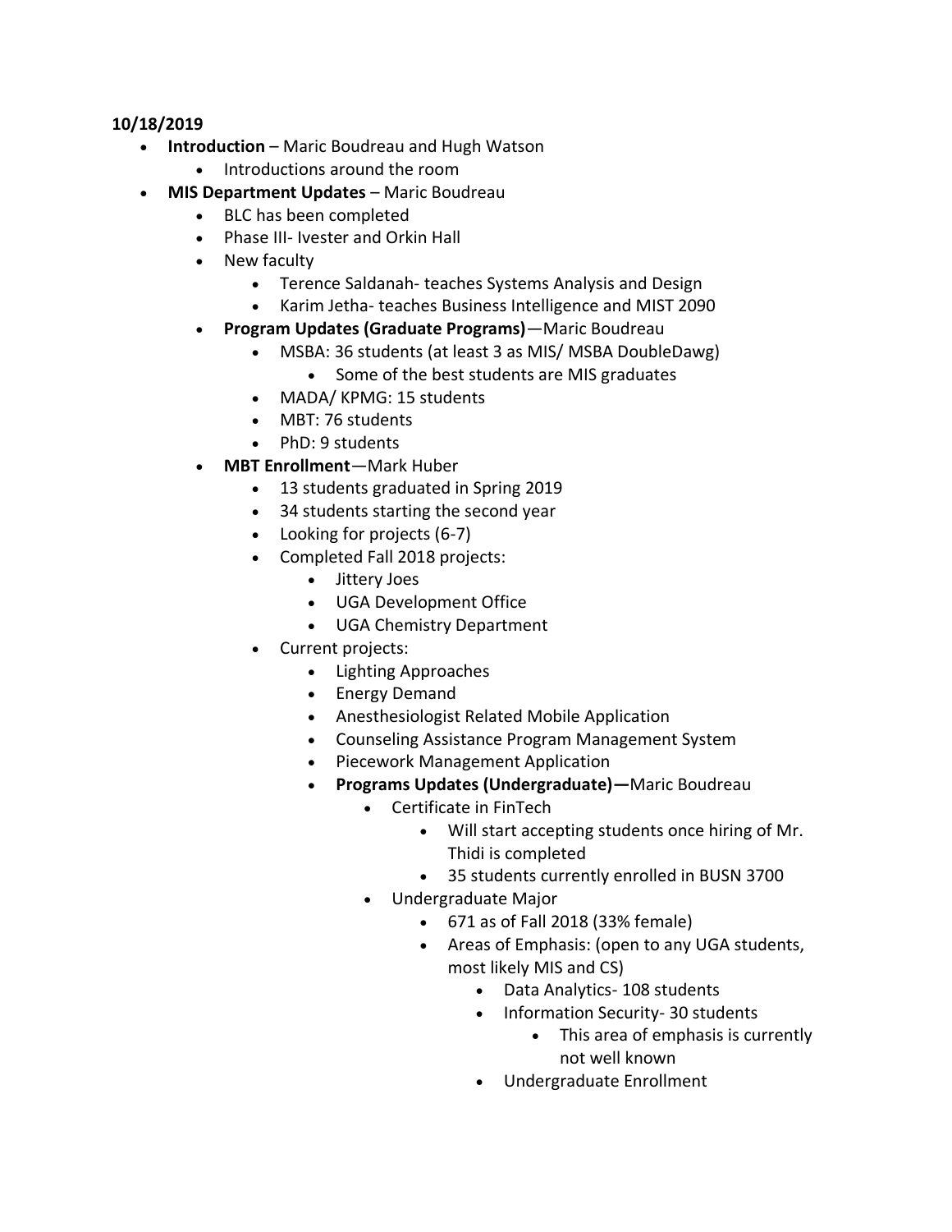**10/18/2019**

- **Introduction** – Maric Boudreau and Hugh Watson
    - Introductions around the room
- **MIS Department Updates** – Maric Boudreau
    - BLC has been completed
    - Phase III- Ivester and Orkin Hall
    - New faculty
        - Terence Saldanah- teaches Systems Analysis and Design
        - Karim Jetha- teaches Business Intelligence and MIST 2090
    - **Program Updates (Graduate Programs)**—Maric Boudreau
        - MSBA: 36 students (at least 3 as MIS/ MSBA DoubleDawg)
            - Some of the best students are MIS graduates
        - MADA/ KPMG: 15 students
        - MBT: 76 students
        - PhD: 9 students
    - **MBT Enrollment**—Mark Huber
        - 13 students graduated in Spring 2019
        - 34 students starting the second year
        - Looking for projects (6-7)
        - Completed Fall 2018 projects:
            - Jittery Joes
            - UGA Development Office
            - UGA Chemistry Department
        - Current projects:
            - Lighting Approaches
            - Energy Demand
            - Anesthesiologist Related Mobile Application
            - Counseling Assistance Program Management System
            - Piecework Management Application
            - **Programs Updates (Undergraduate)—**Maric Boudreau
                - Certificate in FinTech
                    - Will start accepting students once hiring of Mr. Thidi is completed
                    - 35 students currently enrolled in BUSN 3700
                - Undergraduate Major
                    - 671 as of Fall 2018 (33% female)
                    - Areas of Emphasis: (open to any UGA students, most likely MIS and CS)
                        - Data Analytics- 108 students
                        - Information Security- 30 students
                            - This area of emphasis is currently not well known
                        - Undergraduate Enrollment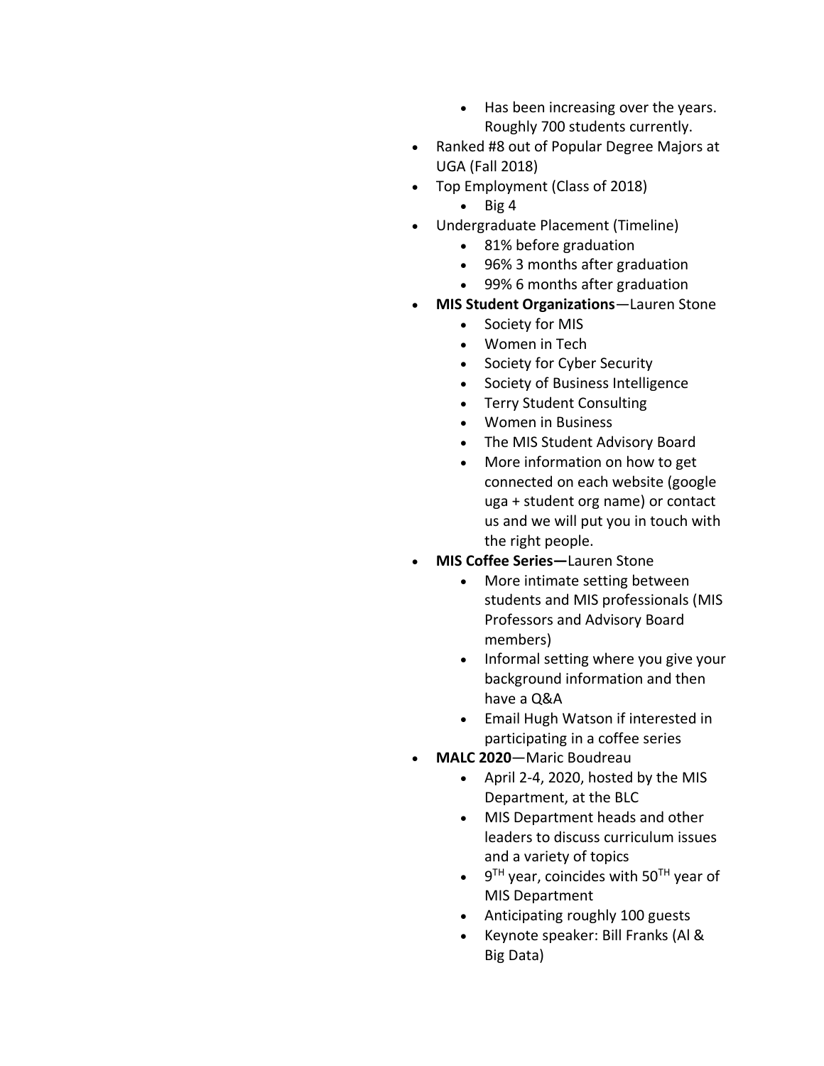- Has been increasing over the years. Roughly 700 students currently.
- Ranked #8 out of Popular Degree Majors at UGA (Fall 2018)
- Top Employment (Class of 2018)
    - Big 4
- Undergraduate Placement (Timeline)
    - 81% before graduation
    - 96% 3 months after graduation
    - 99% 6 months after graduation
- **MIS Student Organizations**—Lauren Stone
    - Society for MIS
    - Women in Tech
    - Society for Cyber Security
    - Society of Business Intelligence
    - Terry Student Consulting
    - Women in Business
    - The MIS Student Advisory Board
    - More information on how to get connected on each website (google uga + student org name) or contact us and we will put you in touch with the right people.
- **MIS Coffee Series—**Lauren Stone
    - More intimate setting between students and MIS professionals (MIS Professors and Advisory Board members)
    - Informal setting where you give your background information and then have a Q&A
    - Email Hugh Watson if interested in participating in a coffee series
- **MALC 2020**—Maric Boudreau
    - April 2-4, 2020, hosted by the MIS Department, at the BLC
    - MIS Department heads and other leaders to discuss curriculum issues and a variety of topics
    - 9TH year, coincides with 50TH year of MIS Department
    - Anticipating roughly 100 guests
    - Keynote speaker: Bill Franks (AI & Big Data)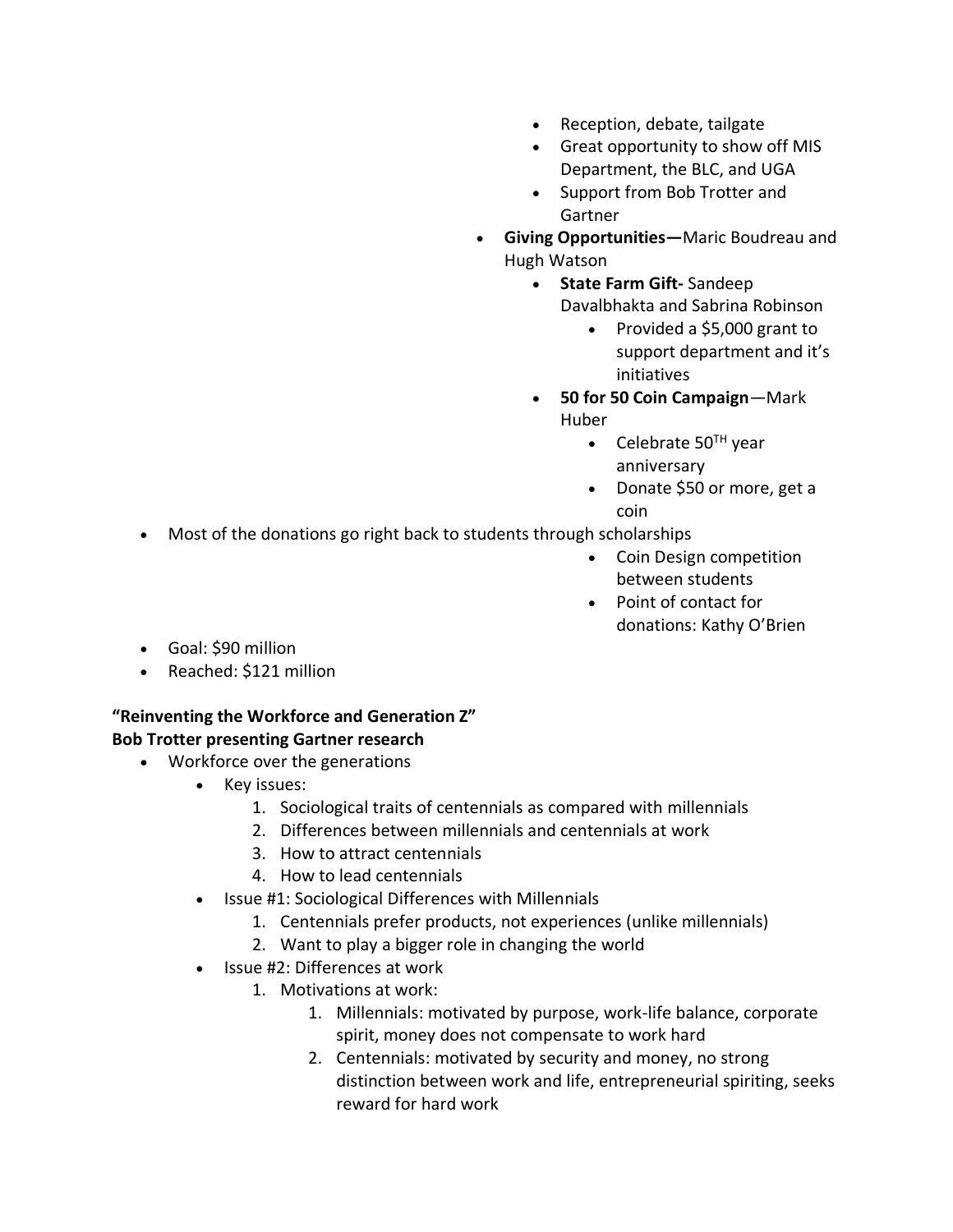- Reception, debate, tailgate
- Great opportunity to show off MIS Department, the BLC, and UGA
- Support from Bob Trotter and Gartner
- **Giving Opportunities—**Maric Boudreau and Hugh Watson
  - **State Farm Gift-** Sandeep Davalbhakta and Sabrina Robinson
    - Provided a $5,000 grant to support department and it's initiatives
  - **50 for 50 Coin Campaign**—Mark Huber
    - Celebrate 50TH year anniversary
    - Donate $50 or more, get a coin
- Most of the donations go right back to students through scholarships
    - Coin Design competition between students
    - Point of contact for donations: Kathy O'Brien
- Goal: $90 million
- Reached: $121 million

**"Reinventing the Workforce and Generation Z"**
**Bob Trotter presenting Gartner research**

- Workforce over the generations
  - Key issues:
    1. Sociological traits of centennials as compared with millennials
    2. Differences between millennials and centennials at work
    3. How to attract centennials
    4. How to lead centennials
  - Issue #1: Sociological Differences with Millennials
    1. Centennials prefer products, not experiences (unlike millennials)
    2. Want to play a bigger role in changing the world
  - Issue #2: Differences at work
    1. Motivations at work:
       1. Millennials: motivated by purpose, work-life balance, corporate spirit, money does not compensate to work hard
       2. Centennials: motivated by security and money, no strong distinction between work and life, entrepreneurial spiriting, seeks reward for hard work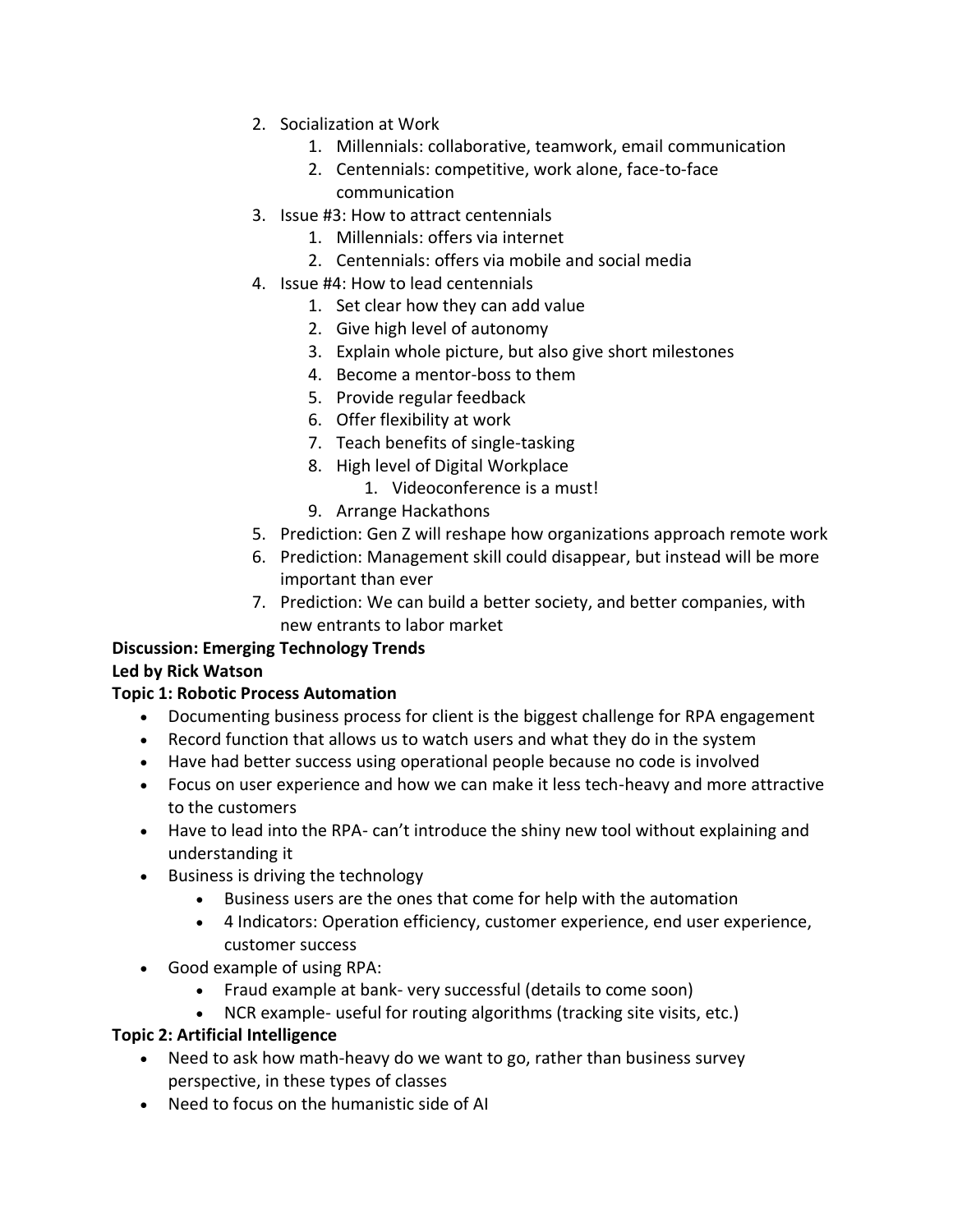2. Socialization at Work
    1. Millennials: collaborative, teamwork, email communication
    2. Centennials: competitive, work alone, face-to-face communication
3. Issue #3: How to attract centennials
    1. Millennials: offers via internet
    2. Centennials: offers via mobile and social media
4. Issue #4: How to lead centennials
    1. Set clear how they can add value
    2. Give high level of autonomy
    3. Explain whole picture, but also give short milestones
    4. Become a mentor-boss to them
    5. Provide regular feedback
    6. Offer flexibility at work
    7. Teach benefits of single-tasking
    8. High level of Digital Workplace
        1. Videoconference is a must!
    9. Arrange Hackathons
5. Prediction: Gen Z will reshape how organizations approach remote work
6. Prediction: Management skill could disappear, but instead will be more important than ever
7. Prediction: We can build a better society, and better companies, with new entrants to labor market

**Discussion: Emerging Technology Trends**

**Led by Rick Watson**

**Topic 1: Robotic Process Automation**

- Documenting business process for client is the biggest challenge for RPA engagement
- Record function that allows us to watch users and what they do in the system
- Have had better success using operational people because no code is involved
- Focus on user experience and how we can make it less tech-heavy and more attractive to the customers
- Have to lead into the RPA- can't introduce the shiny new tool without explaining and understanding it
- Business is driving the technology
    - Business users are the ones that come for help with the automation
    - 4 Indicators: Operation efficiency, customer experience, end user experience, customer success
- Good example of using RPA:
    - Fraud example at bank- very successful (details to come soon)
    - NCR example- useful for routing algorithms (tracking site visits, etc.)

**Topic 2: Artificial Intelligence**

- Need to ask how math-heavy do we want to go, rather than business survey perspective, in these types of classes
- Need to focus on the humanistic side of AI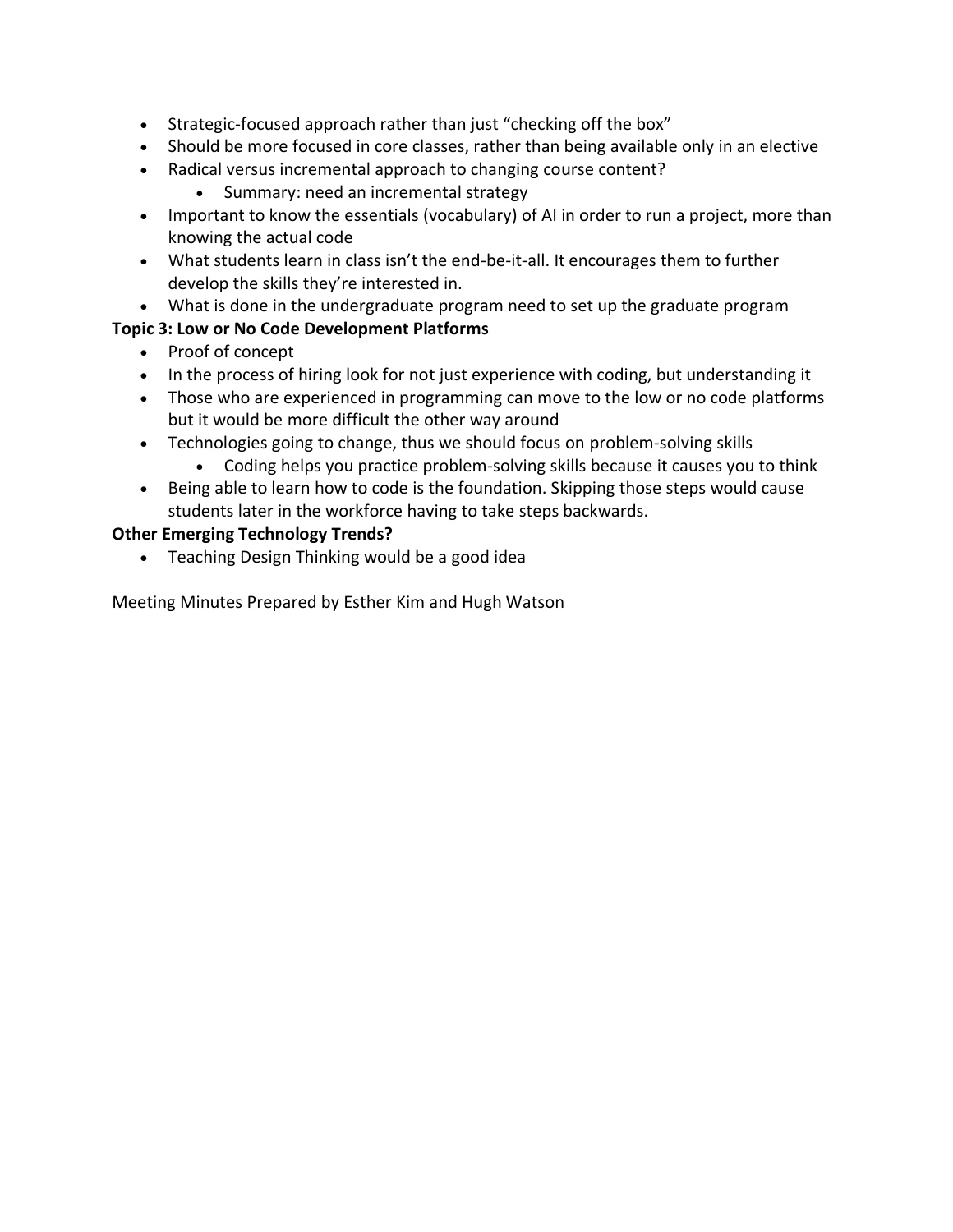- Strategic-focused approach rather than just "checking off the box"
- Should be more focused in core classes, rather than being available only in an elective
- Radical versus incremental approach to changing course content?
    - Summary: need an incremental strategy
- Important to know the essentials (vocabulary) of AI in order to run a project, more than knowing the actual code
- What students learn in class isn't the end-be-it-all. It encourages them to further develop the skills they're interested in.
- What is done in the undergraduate program need to set up the graduate program

**Topic 3: Low or No Code Development Platforms**

- Proof of concept
- In the process of hiring look for not just experience with coding, but understanding it
- Those who are experienced in programming can move to the low or no code platforms but it would be more difficult the other way around
- Technologies going to change, thus we should focus on problem-solving skills
    - Coding helps you practice problem-solving skills because it causes you to think
- Being able to learn how to code is the foundation. Skipping those steps would cause students later in the workforce having to take steps backwards.

**Other Emerging Technology Trends?**

- Teaching Design Thinking would be a good idea

Meeting Minutes Prepared by Esther Kim and Hugh Watson